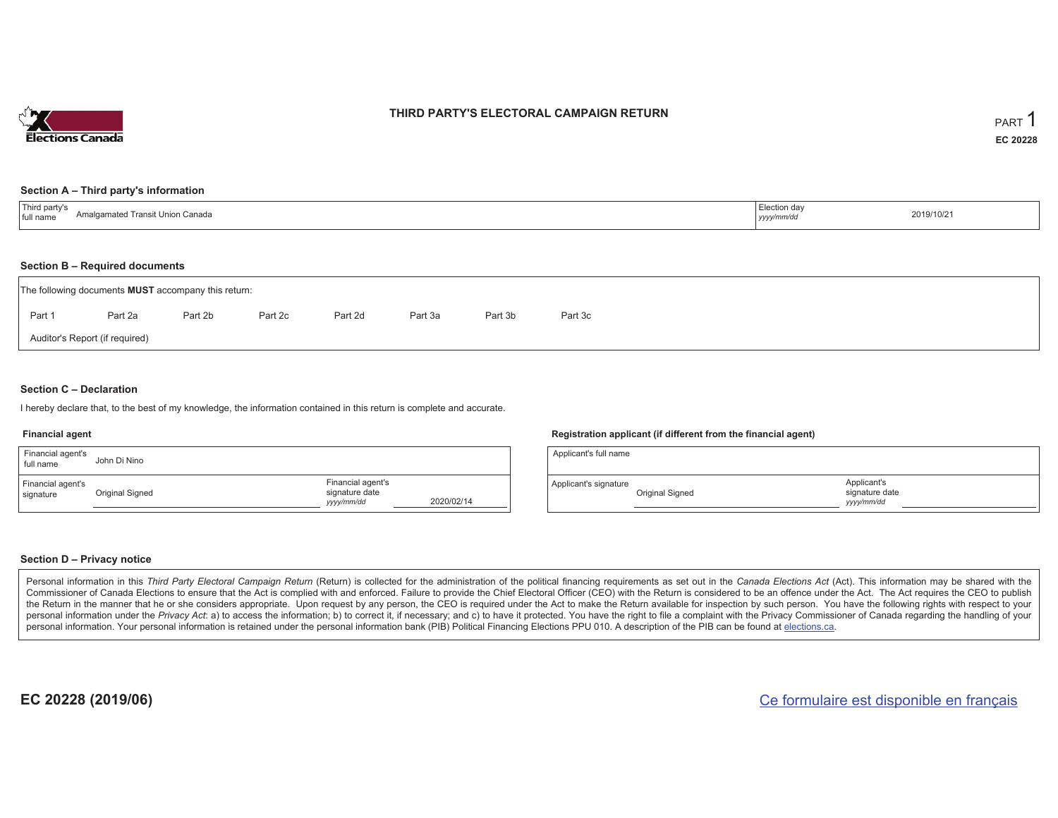# THIRD PARTY'S ELECTORAL CAMPAIGN RETURN

PART 1

EC 20228

## Section A – Third party's information

| Third party's full name | Amalgamated Transit Union Canada | Election day *yyyy/mm/dd* | 2019/10/21 |
|---|---|---|---|

## Section B – Required documents

The following documents **MUST** accompany this return:

Part 1 Part 2a Part 2b Part 2c Part 2d Part 3a Part 3b Part 3c

Auditor's Report (if required)

## Section C – Declaration

I hereby declare that, to the best of my knowledge, the information contained in this return is complete and accurate.

### Financial agent

| Financial agent's full name | John Di Nino | | |
|---|---|---|---|
| Financial agent's signature | Original Signed | Financial agent's signature date *yyyy/mm/dd* | 2020/02/14 |

### Registration applicant (if different from the financial agent)

| Applicant's full name | | | |
|---|---|---|---|
| Applicant's signature | Original Signed | Applicant's signature date *yyyy/mm/dd* | |

## Section D – Privacy notice

Personal information in this *Third Party Electoral Campaign Return* (Return) is collected for the administration of the political financing requirements as set out in the *Canada Elections Act* (Act). This information may be shared with the Commissioner of Canada Elections to ensure that the Act is complied with and enforced. Failure to provide the Chief Electoral Officer (CEO) with the Return is considered to be an offence under the Act. The Act requires the CEO to publish the Return in the manner that he or she considers appropriate. Upon request by any person, the CEO is required under the Act to make the Return available for inspection by such person. You have the following rights with respect to your personal information under the *Privacy Act*: a) to access the information; b) to correct it, if necessary; and c) to have it protected. You have the right to file a complaint with the Privacy Commissioner of Canada regarding the handling of your personal information. Your personal information is retained under the personal information bank (PIB) Political Financing Elections PPU 010. A description of the PIB can be found at elections.ca.

**EC 20228 (2019/06)**

Ce formulaire est disponible en français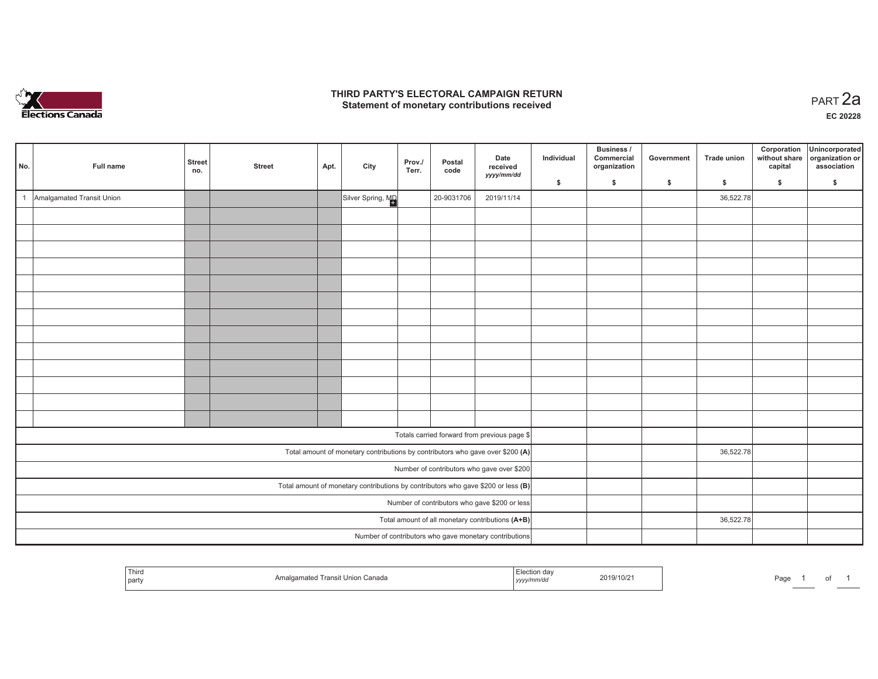# THIRD PARTY'S ELECTORAL CAMPAIGN RETURN

## Statement of monetary contributions received

PART 2a

EC 20228

| No. | Full name | Street no. | Street | Apt. | City | Prov./Terr. | Postal code | Date received yyyy/mm/dd | Individual $ | Business / Commercial organization $ | Government $ | Trade union $ | Corporation without share capital $ | Unincorporated organization or association $ |
|---|---|---|---|---|---|---|---|---|---|---|---|---|---|---|
| 1 | Amalgamated Transit Union | | | | Silver Spring, MD | | 20-9031706 | 2019/11/14 | | | | 36,522.78 | | |
| | | | | | | | | | | | | | | |
| | | | | | | | | | | | | | | |
| | | | | | | | | | | | | | | |
| | | | | | | | | | | | | | | |
| | | | | | | | | | | | | | | |
| | | | | | | | | | | | | | | |
| | | | | | | | | | | | | | | |
| | | | | | | | | | | | | | | |
| | | | | | | | | | | | | | | |
| | | | | | | | | | | | | | | |
| | | | | | | | | | | | | | | |
| | | | | | | | | | | | | | | |
| | | | | | | | | | | | | | | |
| Totals carried forward from previous page $ | | | | | | | | | | | | | | |
| Total amount of monetary contributions by contributors who gave over $200 **(A)** | | | | | | | | | | | | 36,522.78 | | |
| Number of contributors who gave over $200 | | | | | | | | | | | | | | |
| Total amount of monetary contributions by contributors who gave $200 or less **(B)** | | | | | | | | | | | | | | |
| Number of contributors who gave $200 or less | | | | | | | | | | | | | | |
| Total amount of all monetary contributions **(A+B)** | | | | | | | | | | | | 36,522.78 | | |
| Number of contributors who gave monetary contributions | | | | | | | | | | | | | | |

| Third party | Amalgamated Transit Union Canada | Election day yyyy/mm/dd | 2019/10/21 |
|---|---|---|---|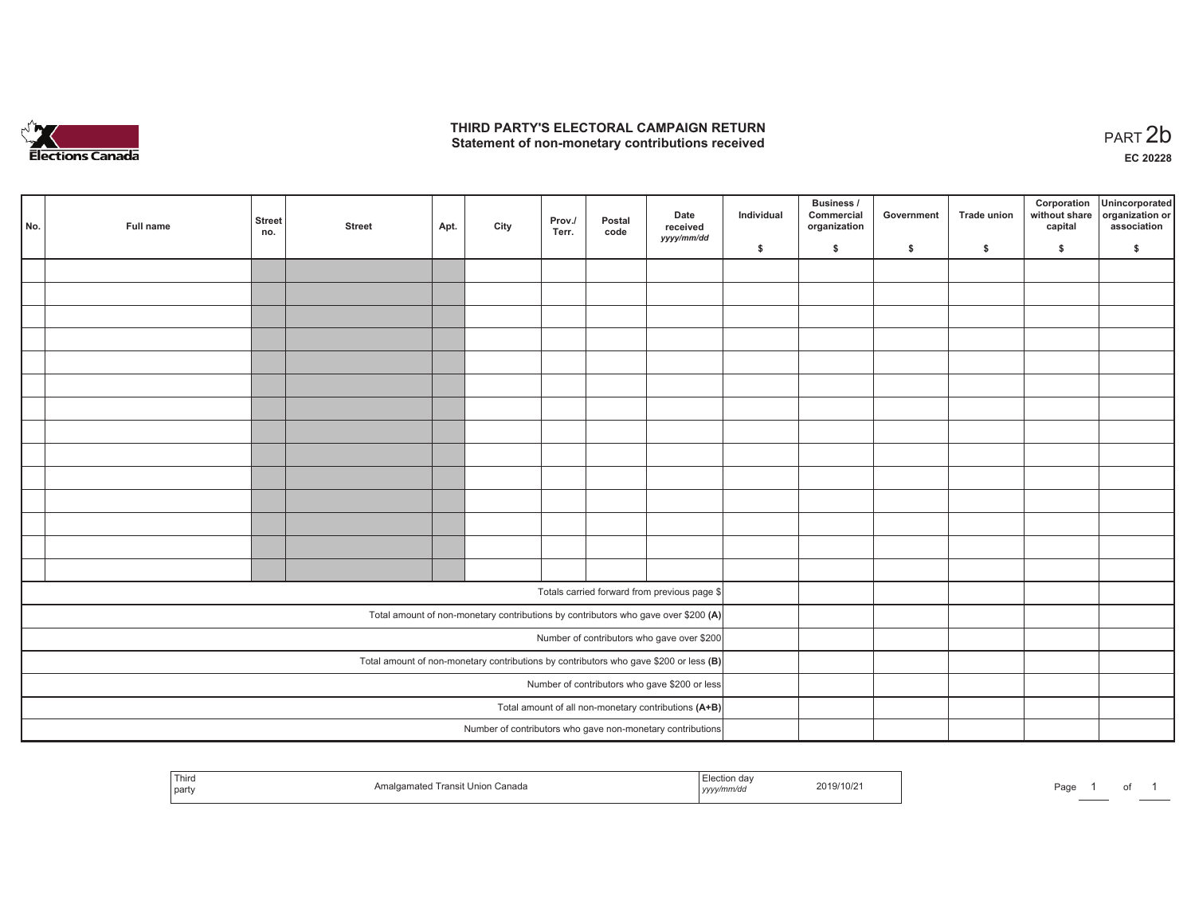# THIRD PARTY'S ELECTORAL CAMPAIGN RETURN
## Statement of non-monetary contributions received

PART 2b

**EC 20228**

| No. | Full name | Street no. | Street | Apt. | City | Prov./ Terr. | Postal code | Date received yyyy/mm/dd | Individual $ | Business / Commercial organization $ | Government $ | Trade union $ | Corporation without share capital $ | Unincorporated organization or association $ |
|---|---|---|---|---|---|---|---|---|---|---|---|---|---|---|
| | | | | | | | | | | | | | | |
| | | | | | | | | | | | | | | |
| | | | | | | | | | | | | | | |
| | | | | | | | | | | | | | | |
| | | | | | | | | | | | | | | |
| | | | | | | | | | | | | | | |
| | | | | | | | | | | | | | | |
| | | | | | | | | | | | | | | |
| | | | | | | | | | | | | | | |
| | | | | | | | | | | | | | | |
| | | | | | | | | | | | | | | |
| | | | | | | | | | | | | | | |
| | | | | | | | | | | | | | | |
| | | | | | | | | | | | | | | |
| Totals carried forward from previous page $ | | | | | | | | | | | | | | |
| Total amount of non-monetary contributions by contributors who gave over $200 **(A)** | | | | | | | | | | | | | | |
| Number of contributors who gave over $200 | | | | | | | | | | | | | | |
| Total amount of non-monetary contributions by contributors who gave $200 or less **(B)** | | | | | | | | | | | | | | |
| Number of contributors who gave $200 or less | | | | | | | | | | | | | | |
| Total amount of all non-monetary contributions **(A+B)** | | | | | | | | | | | | | | |
| Number of contributors who gave non-monetary contributions | | | | | | | | | | | | | | |

| Third party | Amalgamated Transit Union Canada | Election day yyyy/mm/dd | 2019/10/21 |
|---|---|---|---|

Page 1 of 1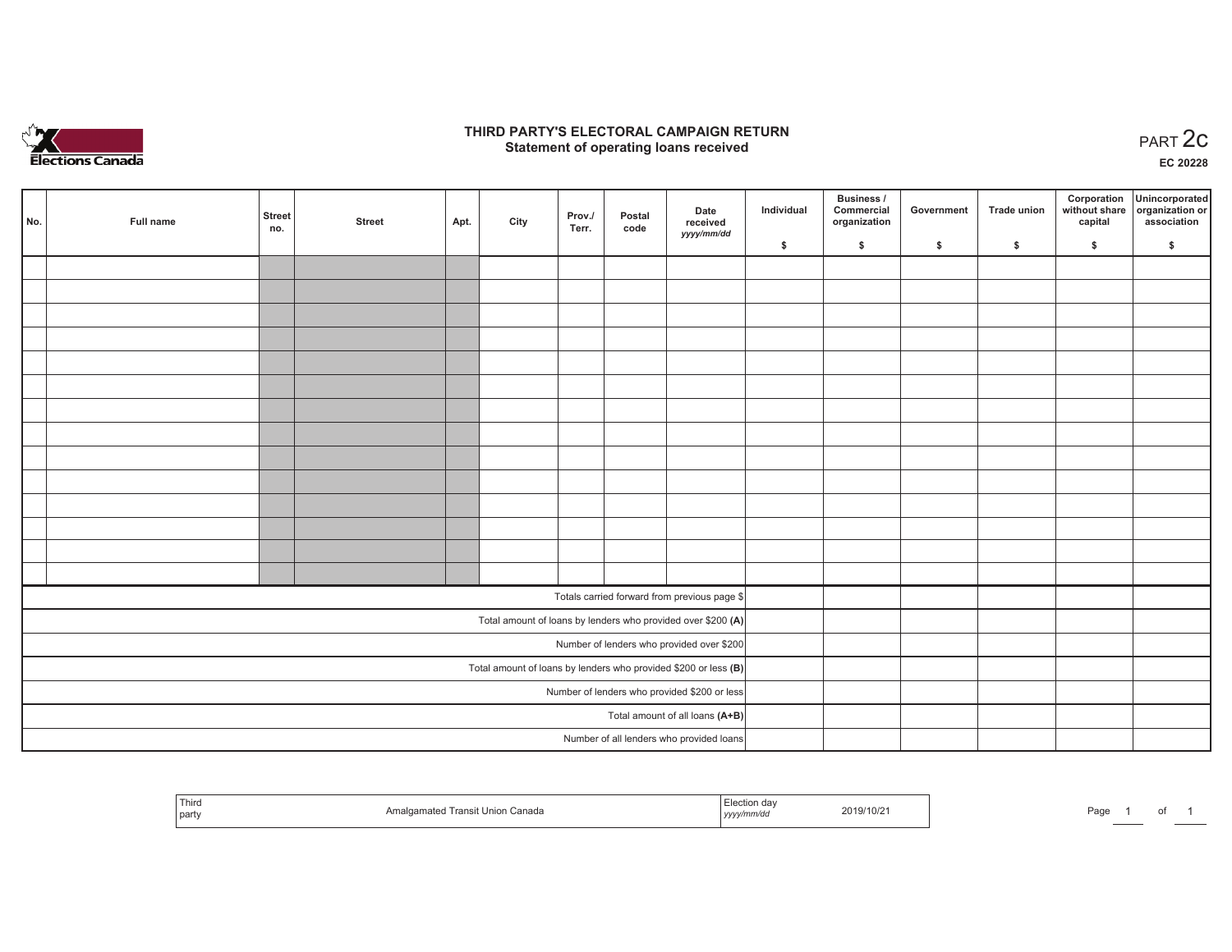Elections Canada

# THIRD PARTY'S ELECTORAL CAMPAIGN RETURN
## Statement of operating loans received

PART 2c

EC 20228

| No. | Full name | Street no. | Street | Apt. | City | Prov./ Terr. | Postal code | Date received yyyy/mm/dd | Individual $ | Business / Commercial organization $ | Government $ | Trade union $ | Corporation without share capital $ | Unincorporated organization or association $ |
|---|---|---|---|---|---|---|---|---|---|---|---|---|---|---|
| | | | | | | | | | | | | | | |
| | | | | | | | | | | | | | | |
| | | | | | | | | | | | | | | |
| | | | | | | | | | | | | | | |
| | | | | | | | | | | | | | | |
| | | | | | | | | | | | | | | |
| | | | | | | | | | | | | | | |
| | | | | | | | | | | | | | | |
| | | | | | | | | | | | | | | |
| | | | | | | | | | | | | | | |
| | | | | | | | | | | | | | | |
| | | | | | | | | | | | | | | |
| | | | | | | | | | | | | | | |
| | | | | | | | | | | | | | | |
| Totals carried forward from previous page $ | | | | | | | | | | | | | | |
| Total amount of loans by lenders who provided over $200 **(A)** | | | | | | | | | | | | | | |
| Number of lenders who provided over $200 | | | | | | | | | | | | | | |
| Total amount of loans by lenders who provided $200 or less **(B)** | | | | | | | | | | | | | | |
| Number of lenders who provided $200 or less | | | | | | | | | | | | | | |
| Total amount of all loans **(A+B)** | | | | | | | | | | | | | | |
| Number of all lenders who provided loans | | | | | | | | | | | | | | |

| Third party | Amalgamated Transit Union Canada | Election day yyyy/mm/dd | 2019/10/21 |
|---|---|---|---|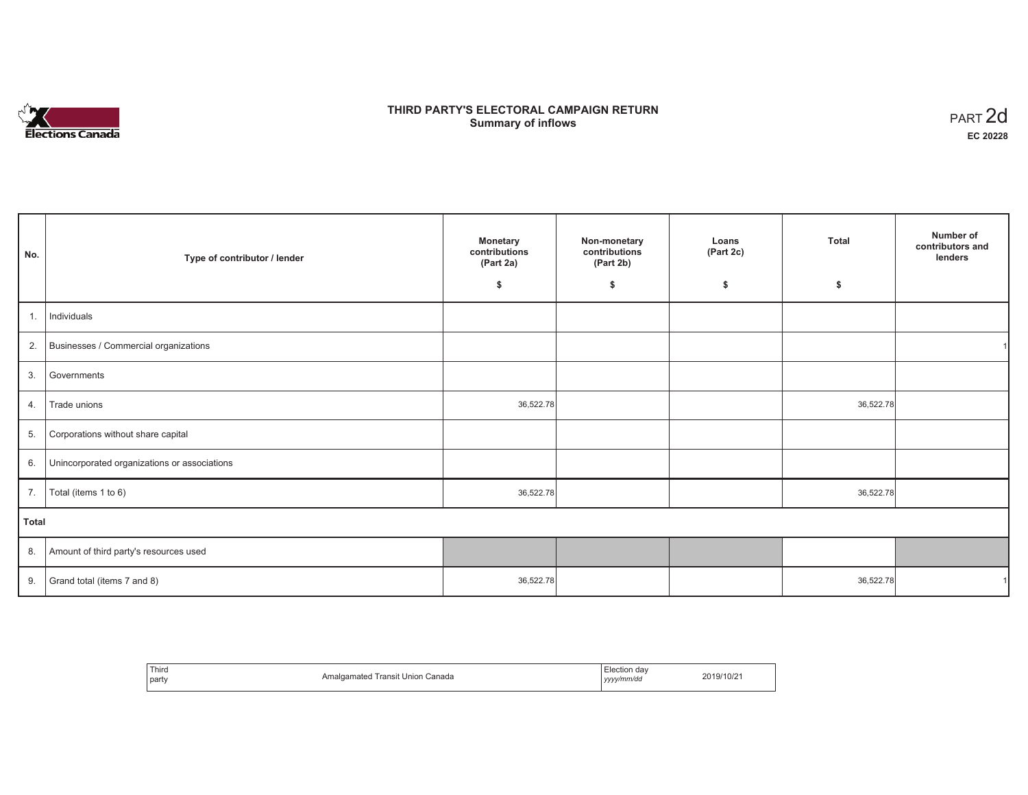# THIRD PARTY'S ELECTORAL CAMPAIGN RETURN
## Summary of inflows

PART 2d

**EC 20228**

| No. | Type of contributor / lender | Monetary contributions (Part 2a) $ | Non-monetary contributions (Part 2b) $ | Loans (Part 2c) $ | Total $ | Number of contributors and lenders |
|---|---|---|---|---|---|---|
| 1. | Individuals | | | | | |
| 2. | Businesses / Commercial organizations | | | | | 1 |
| 3. | Governments | | | | | |
| 4. | Trade unions | 36,522.78 | | | 36,522.78 | |
| 5. | Corporations without share capital | | | | | |
| 6. | Unincorporated organizations or associations | | | | | |
| 7. | Total (items 1 to 6) | 36,522.78 | | | 36,522.78 | |
| **Total** | | | | | | |
| 8. | Amount of third party's resources used | | | | | |
| 9. | Grand total (items 7 and 8) | 36,522.78 | | | 36,522.78 | 1 |

| Third party | Amalgamated Transit Union Canada | Election day *yyyy/mm/dd* | 2019/10/21 |
|---|---|---|---|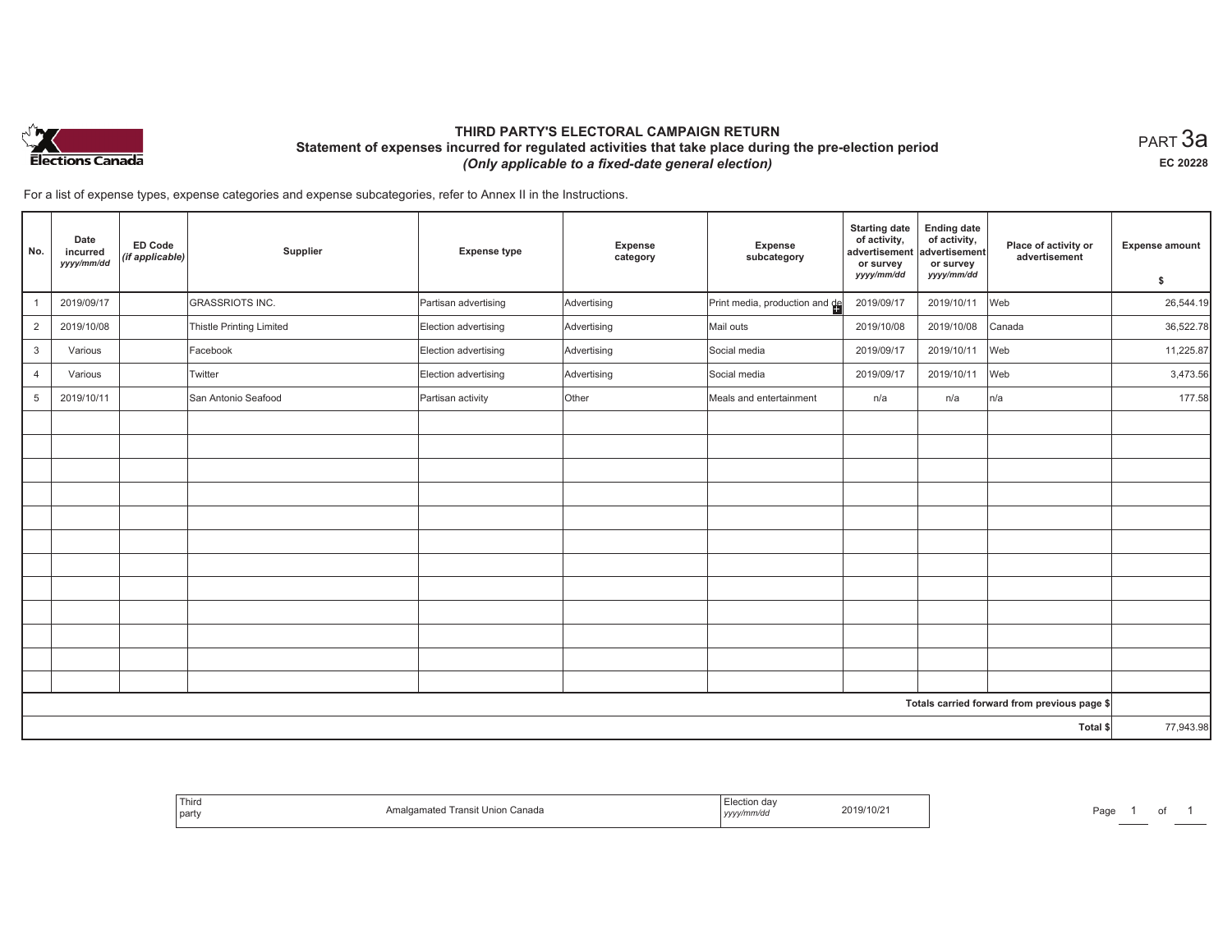# THIRD PARTY'S ELECTORAL CAMPAIGN RETURN

## Statement of expenses incurred for regulated activities that take place during the pre-election period

*(Only applicable to a fixed-date general election)*

PART 3a

**EC 20228**

For a list of expense types, expense categories and expense subcategories, refer to Annex II in the Instructions.

| No. | Date incurred *yyyy/mm/dd* | ED Code *(if applicable)* | Supplier | Expense type | Expense category | Expense subcategory | Starting date of activity, advertisement or survey *yyyy/mm/dd* | Ending date of activity, advertisement or survey *yyyy/mm/dd* | Place of activity or advertisement | Expense amount $ |
|---|---|---|---|---|---|---|---|---|---|---|
| 1 | 2019/09/17 | | GRASSRIOTS INC. | Partisan advertising | Advertising | Print media, production and de | 2019/09/17 | 2019/10/11 | Web | 26,544.19 |
| 2 | 2019/10/08 | | Thistle Printing Limited | Election advertising | Advertising | Mail outs | 2019/10/08 | 2019/10/08 | Canada | 36,522.78 |
| 3 | Various | | Facebook | Election advertising | Advertising | Social media | 2019/09/17 | 2019/10/11 | Web | 11,225.87 |
| 4 | Various | | Twitter | Election advertising | Advertising | Social media | 2019/09/17 | 2019/10/11 | Web | 3,473.56 |
| 5 | 2019/10/11 | | San Antonio Seafood | Partisan activity | Other | Meals and entertainment | n/a | n/a | n/a | 177.58 |
| | | | | | | | | | Totals carried forward from previous page $ | |
| | | | | | | | | | Total $ | 77,943.98 |

| Third party | Amalgamated Transit Union Canada | Election day *yyyy/mm/dd* | 2019/10/21 |
|---|---|---|---|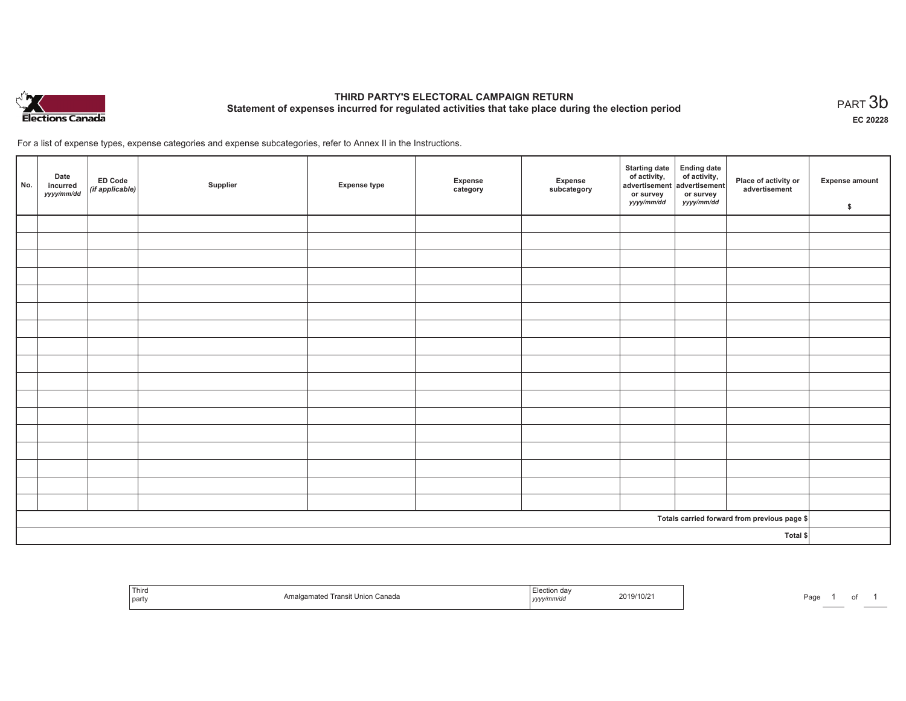# THIRD PARTY'S ELECTORAL CAMPAIGN RETURN

## Statement of expenses incurred for regulated activities that take place during the election period

PART 3b

EC 20228

For a list of expense types, expense categories and expense subcategories, refer to Annex II in the Instructions.

| No. | Date incurred *yyyy/mm/dd* | ED Code *(if applicable)* | Supplier | Expense type | Expense category | Expense subcategory | Starting date of activity, advertisement or survey *yyyy/mm/dd* | Ending date of activity, advertisement or survey *yyyy/mm/dd* | Place of activity or advertisement | Expense amount $ |
|---|---|---|---|---|---|---|---|---|---|---|
| | | | | | | | | | | |
| | | | | | | | | | | |
| | | | | | | | | | | |
| | | | | | | | | | | |
| | | | | | | | | | | |
| | | | | | | | | | | |
| | | | | | | | | | | |
| | | | | | | | | | | |
| | | | | | | | | | | |
| | | | | | | | | | | |
| | | | | | | | | | | |
| | | | | | | | | | | |
| | | | | | | | | | | |
| | | | | | | | | | | |
| | | | | | | | | | | |
| | | | | | | | | | | |
| | | | | | | | | | | |
| Totals carried forward from previous page $ | | | | | | | | | | |
| Total $ | | | | | | | | | | |

| Third party | Amalgamated Transit Union Canada | Election day *yyyy/mm/dd* | 2019/10/21 |
|---|---|---|---|

Page 1 of 1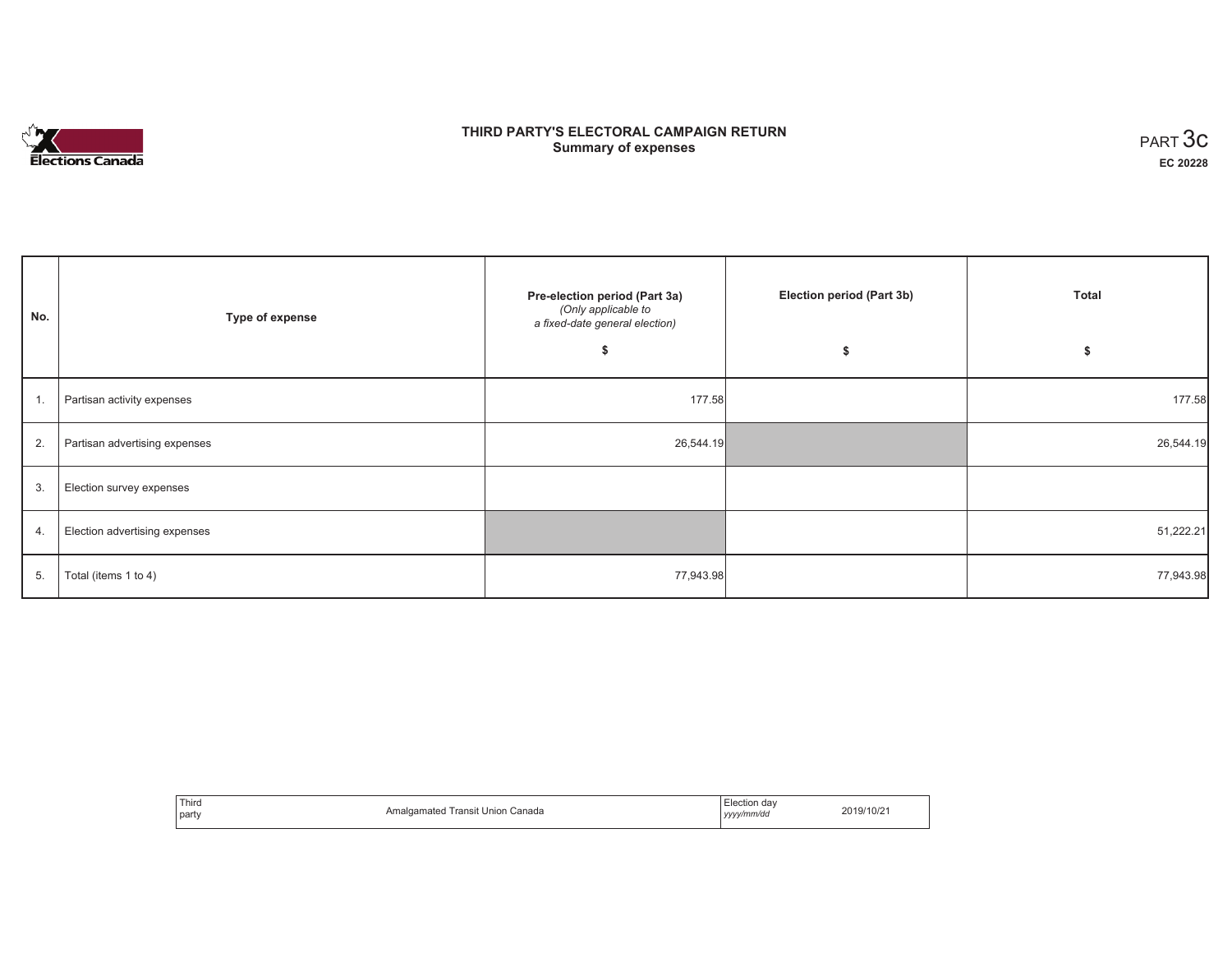# THIRD PARTY'S ELECTORAL CAMPAIGN RETURN
## Summary of expenses

PART 3c
**EC 20228**

| No. | Type of expense | Pre-election period (Part 3a) *(Only applicable to a fixed-date general election)* $ | Election period (Part 3b) $ | Total $ |
|---|---|---|---|---|
| 1. | Partisan activity expenses | 177.58 | | 177.58 |
| 2. | Partisan advertising expenses | 26,544.19 | | 26,544.19 |
| 3. | Election survey expenses | | | |
| 4. | Election advertising expenses | | | 51,222.21 |
| 5. | Total (items 1 to 4) | 77,943.98 | | 77,943.98 |

| Third party | Amalgamated Transit Union Canada | Election day *yyyy/mm/dd* | 2019/10/21 |
|---|---|---|---|